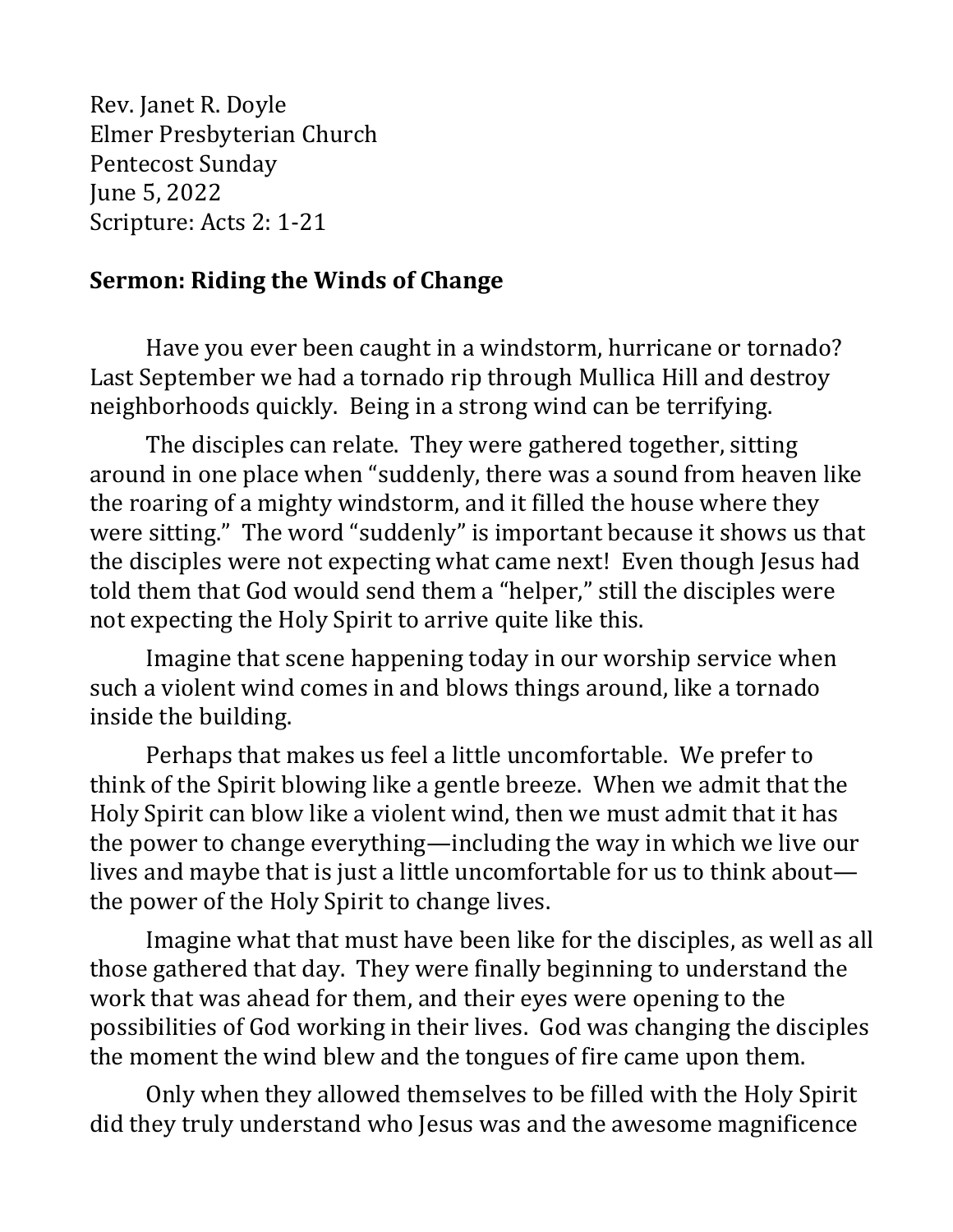Rev. Janet R. Doyle
Elmer Presbyterian Church
Pentecost Sunday
June 5, 2022
Scripture: Acts 2: 1-21

**Sermon: Riding the Winds of Change**

Have you ever been caught in a windstorm, hurricane or tornado? Last September we had a tornado rip through Mullica Hill and destroy neighborhoods quickly. Being in a strong wind can be terrifying.

The disciples can relate. They were gathered together, sitting around in one place when "suddenly, there was a sound from heaven like the roaring of a mighty windstorm, and it filled the house where they were sitting." The word "suddenly" is important because it shows us that the disciples were not expecting what came next! Even though Jesus had told them that God would send them a "helper," still the disciples were not expecting the Holy Spirit to arrive quite like this.

Imagine that scene happening today in our worship service when such a violent wind comes in and blows things around, like a tornado inside the building.

Perhaps that makes us feel a little uncomfortable. We prefer to think of the Spirit blowing like a gentle breeze. When we admit that the Holy Spirit can blow like a violent wind, then we must admit that it has the power to change everything—including the way in which we live our lives and maybe that is just a little uncomfortable for us to think about—the power of the Holy Spirit to change lives.

Imagine what that must have been like for the disciples, as well as all those gathered that day. They were finally beginning to understand the work that was ahead for them, and their eyes were opening to the possibilities of God working in their lives. God was changing the disciples the moment the wind blew and the tongues of fire came upon them.

Only when they allowed themselves to be filled with the Holy Spirit did they truly understand who Jesus was and the awesome magnificence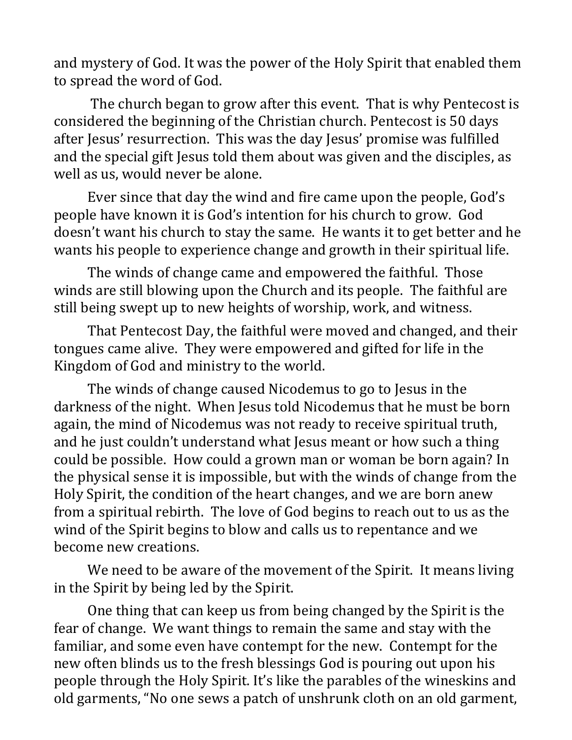and mystery of God. It was the power of the Holy Spirit that enabled them to spread the word of God.

The church began to grow after this event. That is why Pentecost is considered the beginning of the Christian church. Pentecost is 50 days after Jesus' resurrection. This was the day Jesus' promise was fulfilled and the special gift Jesus told them about was given and the disciples, as well as us, would never be alone.

Ever since that day the wind and fire came upon the people, God's people have known it is God's intention for his church to grow. God doesn't want his church to stay the same. He wants it to get better and he wants his people to experience change and growth in their spiritual life.

The winds of change came and empowered the faithful. Those winds are still blowing upon the Church and its people. The faithful are still being swept up to new heights of worship, work, and witness.

That Pentecost Day, the faithful were moved and changed, and their tongues came alive. They were empowered and gifted for life in the Kingdom of God and ministry to the world.

The winds of change caused Nicodemus to go to Jesus in the darkness of the night. When Jesus told Nicodemus that he must be born again, the mind of Nicodemus was not ready to receive spiritual truth, and he just couldn't understand what Jesus meant or how such a thing could be possible. How could a grown man or woman be born again? In the physical sense it is impossible, but with the winds of change from the Holy Spirit, the condition of the heart changes, and we are born anew from a spiritual rebirth. The love of God begins to reach out to us as the wind of the Spirit begins to blow and calls us to repentance and we become new creations.

We need to be aware of the movement of the Spirit. It means living in the Spirit by being led by the Spirit.

One thing that can keep us from being changed by the Spirit is the fear of change. We want things to remain the same and stay with the familiar, and some even have contempt for the new. Contempt for the new often blinds us to the fresh blessings God is pouring out upon his people through the Holy Spirit. It's like the parables of the wineskins and old garments, "No one sews a patch of unshrunk cloth on an old garment,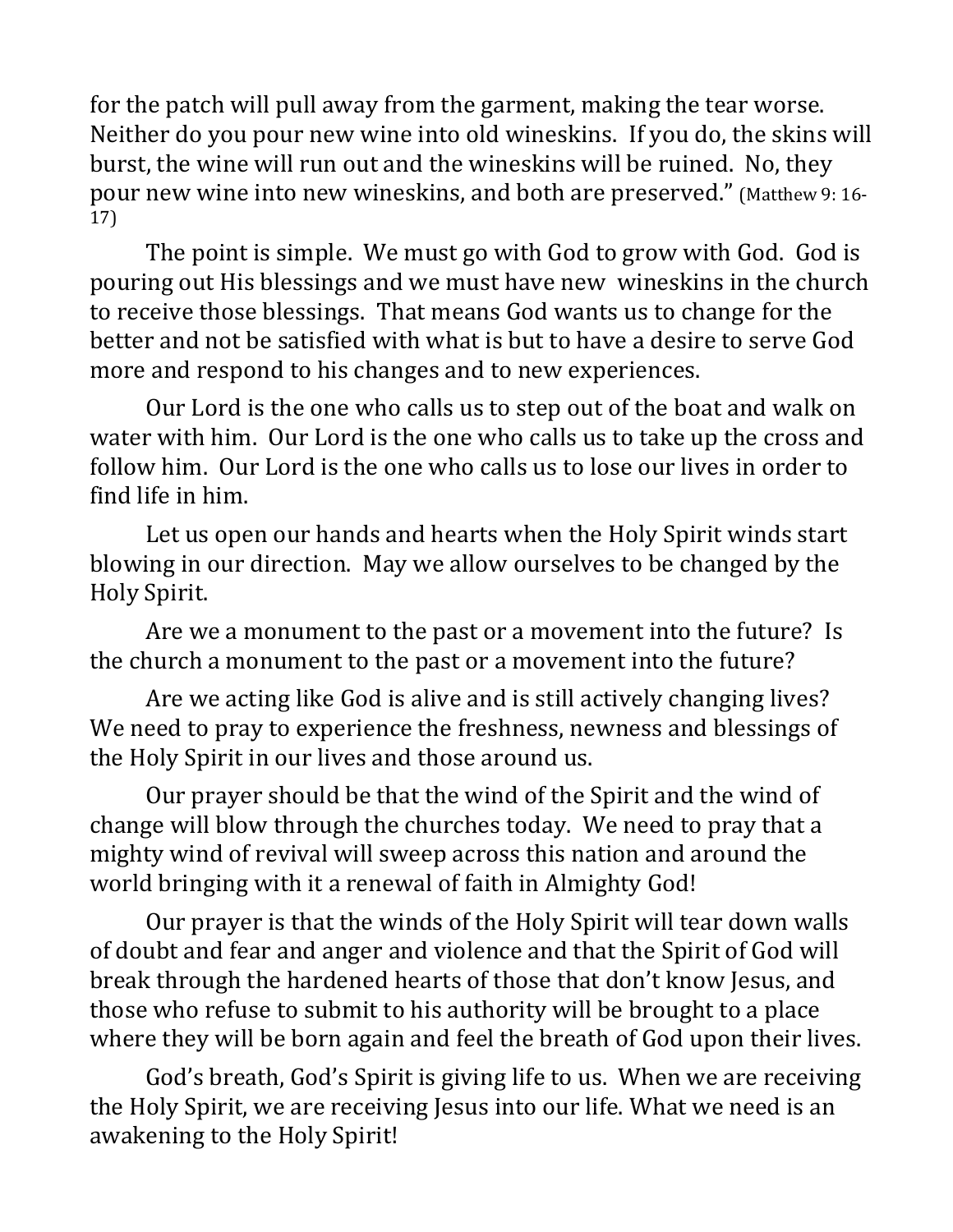for the patch will pull away from the garment, making the tear worse. Neither do you pour new wine into old wineskins. If you do, the skins will burst, the wine will run out and the wineskins will be ruined. No, they pour new wine into new wineskins, and both are preserved." (Matthew 9: 16-17)

The point is simple. We must go with God to grow with God. God is pouring out His blessings and we must have new wineskins in the church to receive those blessings. That means God wants us to change for the better and not be satisfied with what is but to have a desire to serve God more and respond to his changes and to new experiences.

Our Lord is the one who calls us to step out of the boat and walk on water with him. Our Lord is the one who calls us to take up the cross and follow him. Our Lord is the one who calls us to lose our lives in order to find life in him.

Let us open our hands and hearts when the Holy Spirit winds start blowing in our direction. May we allow ourselves to be changed by the Holy Spirit.

Are we a monument to the past or a movement into the future? Is the church a monument to the past or a movement into the future?

Are we acting like God is alive and is still actively changing lives? We need to pray to experience the freshness, newness and blessings of the Holy Spirit in our lives and those around us.

Our prayer should be that the wind of the Spirit and the wind of change will blow through the churches today. We need to pray that a mighty wind of revival will sweep across this nation and around the world bringing with it a renewal of faith in Almighty God!

Our prayer is that the winds of the Holy Spirit will tear down walls of doubt and fear and anger and violence and that the Spirit of God will break through the hardened hearts of those that don't know Jesus, and those who refuse to submit to his authority will be brought to a place where they will be born again and feel the breath of God upon their lives.

God's breath, God's Spirit is giving life to us. When we are receiving the Holy Spirit, we are receiving Jesus into our life. What we need is an awakening to the Holy Spirit!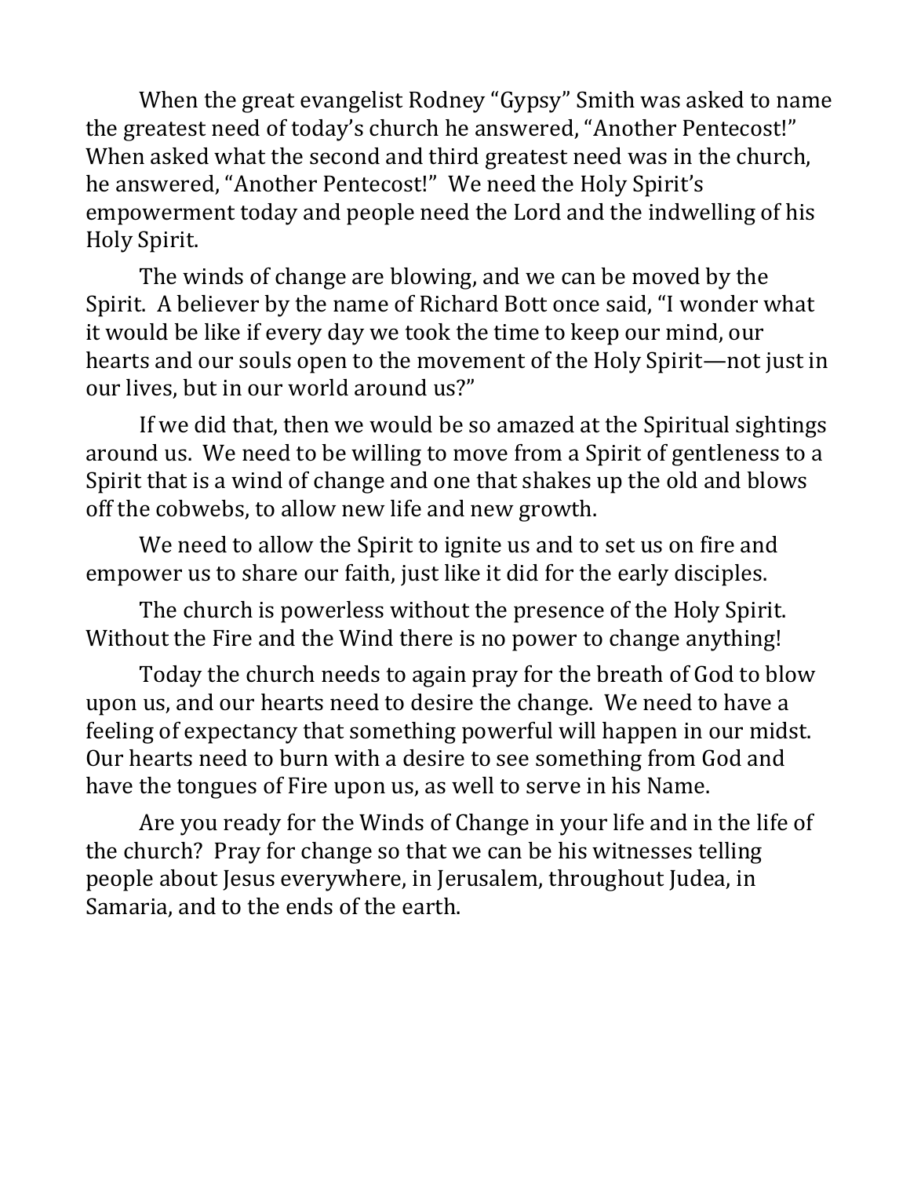When the great evangelist Rodney "Gypsy" Smith was asked to name the greatest need of today's church he answered, "Another Pentecost!" When asked what the second and third greatest need was in the church, he answered, "Another Pentecost!" We need the Holy Spirit's empowerment today and people need the Lord and the indwelling of his Holy Spirit.

The winds of change are blowing, and we can be moved by the Spirit. A believer by the name of Richard Bott once said, "I wonder what it would be like if every day we took the time to keep our mind, our hearts and our souls open to the movement of the Holy Spirit—not just in our lives, but in our world around us?"

If we did that, then we would be so amazed at the Spiritual sightings around us. We need to be willing to move from a Spirit of gentleness to a Spirit that is a wind of change and one that shakes up the old and blows off the cobwebs, to allow new life and new growth.

We need to allow the Spirit to ignite us and to set us on fire and empower us to share our faith, just like it did for the early disciples.

The church is powerless without the presence of the Holy Spirit. Without the Fire and the Wind there is no power to change anything!

Today the church needs to again pray for the breath of God to blow upon us, and our hearts need to desire the change. We need to have a feeling of expectancy that something powerful will happen in our midst. Our hearts need to burn with a desire to see something from God and have the tongues of Fire upon us, as well to serve in his Name.

Are you ready for the Winds of Change in your life and in the life of the church? Pray for change so that we can be his witnesses telling people about Jesus everywhere, in Jerusalem, throughout Judea, in Samaria, and to the ends of the earth.